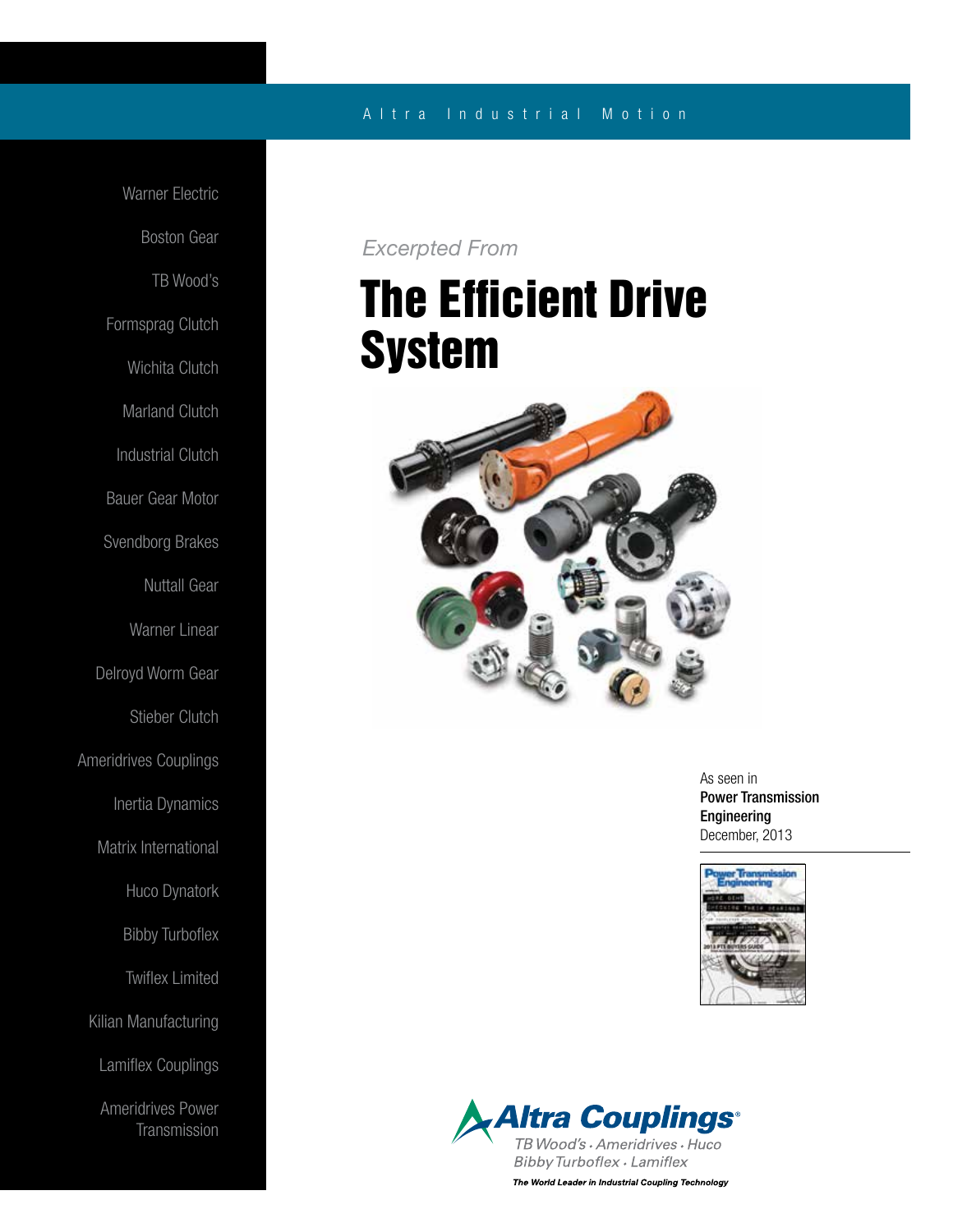Altra Industrial Motion

Warner Electric

Boston Gear

TB Wood's

Formsprag Clutch

Wichita Clutch

Marland Clutch

Industrial Clutch

Bauer Gear Motor

Svendborg Brakes

Nuttall Gear

Warner Linear

Delroyd Worm Gear

Stieber Clutch

Ameridrives Couplings

Inertia Dynamics

Matrix International

Huco Dynatork

Bibby Turboflex

Twiflex Limited

Kilian Manufacturing

Lamiflex Couplings

Ameridrives Power Transmission

*Excerpted From*

# The Efficient Drive System

As seen in
**Power Transmission Engineering**
December, 2013

**Altra Couplings**®
*TB Wood's · Ameridrives · Huco*
*Bibby Turboflex · Lamiflex*
***The World Leader in Industrial Coupling Technology***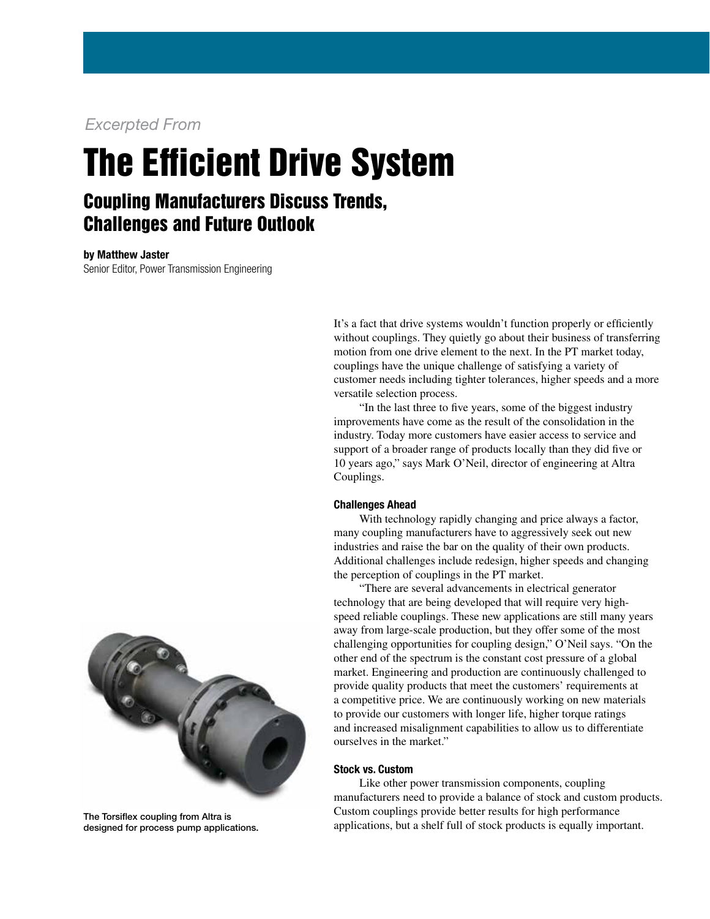*Excerpted From*

# The Efficient Drive System

## Coupling Manufacturers Discuss Trends, Challenges and Future Outlook

**by Matthew Jaster**
Senior Editor, Power Transmission Engineering

It's a fact that drive systems wouldn't function properly or efficiently without couplings. They quietly go about their business of transferring motion from one drive element to the next. In the PT market today, couplings have the unique challenge of satisfying a variety of customer needs including tighter tolerances, higher speeds and a more versatile selection process.

"In the last three to five years, some of the biggest industry improvements have come as the result of the consolidation in the industry. Today more customers have easier access to service and support of a broader range of products locally than they did five or 10 years ago," says Mark O'Neil, director of engineering at Altra Couplings.

#### Challenges Ahead

With technology rapidly changing and price always a factor, many coupling manufacturers have to aggressively seek out new industries and raise the bar on the quality of their own products. Additional challenges include redesign, higher speeds and changing the perception of couplings in the PT market.

"There are several advancements in electrical generator technology that are being developed that will require very high-speed reliable couplings. These new applications are still many years away from large-scale production, but they offer some of the most challenging opportunities for coupling design," O'Neil says. "On the other end of the spectrum is the constant cost pressure of a global market. Engineering and production are continuously challenged to provide quality products that meet the customers' requirements at a competitive price. We are continuously working on new materials to provide our customers with longer life, higher torque ratings and increased misalignment capabilities to allow us to differentiate ourselves in the market."

The Torsiflex coupling from Altra is designed for process pump applications.

#### Stock vs. Custom

Like other power transmission components, coupling manufacturers need to provide a balance of stock and custom products. Custom couplings provide better results for high performance applications, but a shelf full of stock products is equally important.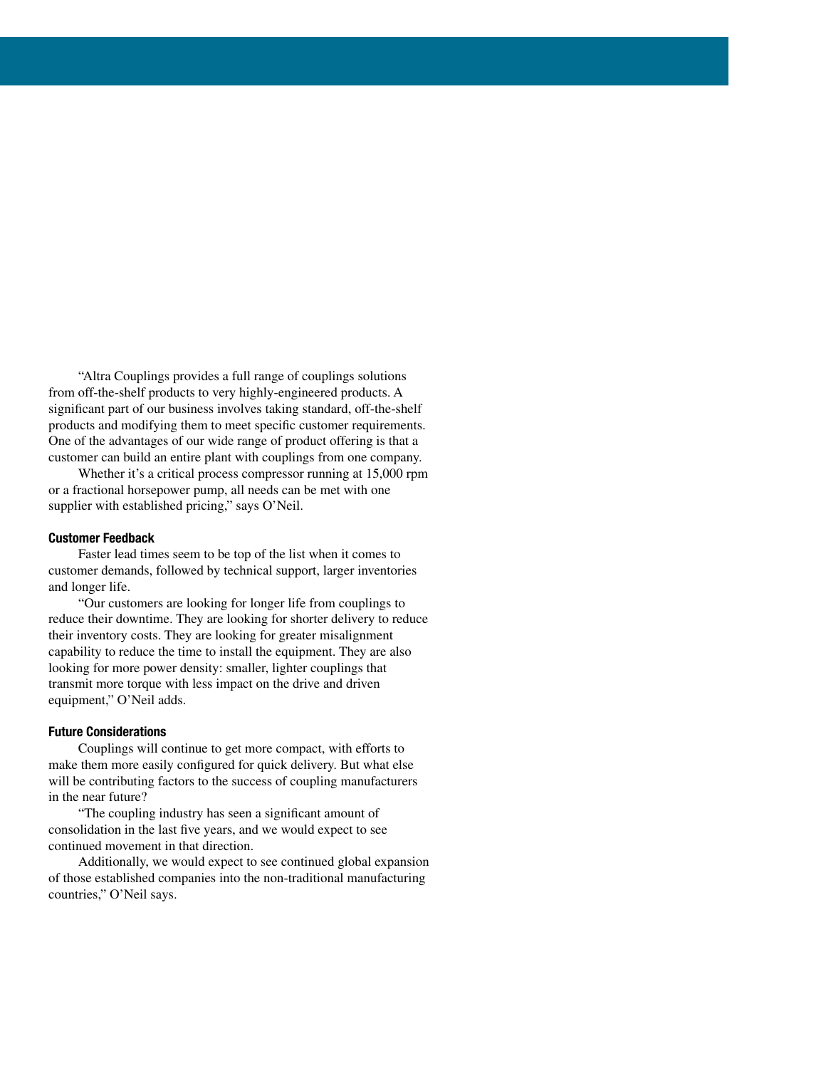"Altra Couplings provides a full range of couplings solutions from off-the-shelf products to very highly-engineered products. A significant part of our business involves taking standard, off-the-shelf products and modifying them to meet specific customer requirements. One of the advantages of our wide range of product offering is that a customer can build an entire plant with couplings from one company.

Whether it's a critical process compressor running at 15,000 rpm or a fractional horsepower pump, all needs can be met with one supplier with established pricing," says O'Neil.

#### Customer Feedback

Faster lead times seem to be top of the list when it comes to customer demands, followed by technical support, larger inventories and longer life.

"Our customers are looking for longer life from couplings to reduce their downtime. They are looking for shorter delivery to reduce their inventory costs. They are looking for greater misalignment capability to reduce the time to install the equipment. They are also looking for more power density: smaller, lighter couplings that transmit more torque with less impact on the drive and driven equipment," O'Neil adds.

#### Future Considerations

Couplings will continue to get more compact, with efforts to make them more easily configured for quick delivery. But what else will be contributing factors to the success of coupling manufacturers in the near future?

"The coupling industry has seen a significant amount of consolidation in the last five years, and we would expect to see continued movement in that direction.

Additionally, we would expect to see continued global expansion of those established companies into the non-traditional manufacturing countries," O'Neil says.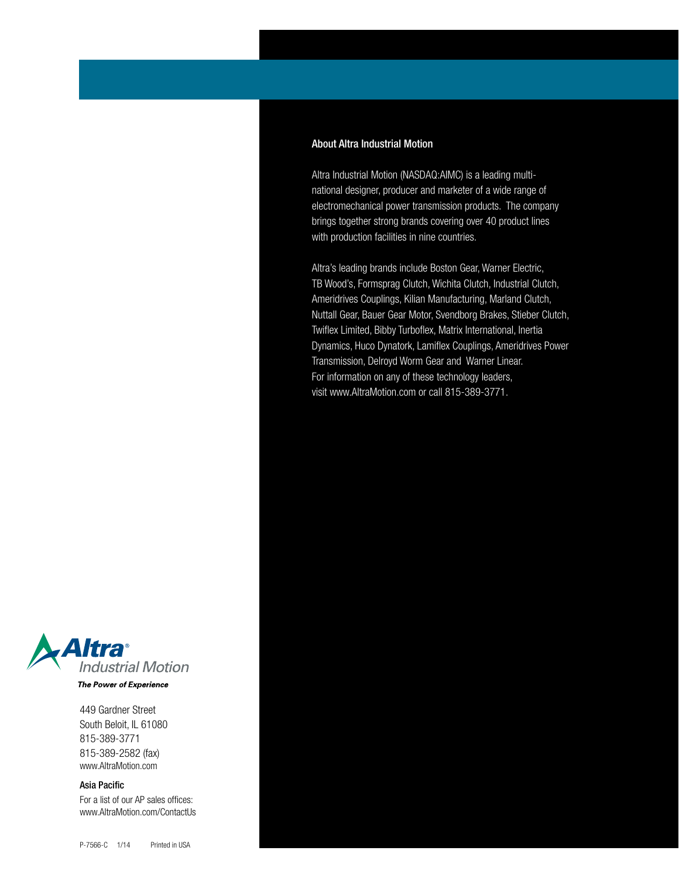## About Altra Industrial Motion

Altra Industrial Motion (NASDAQ:AIMC) is a leading multi-national designer, producer and marketer of a wide range of electromechanical power transmission products. The company brings together strong brands covering over 40 product lines with production facilities in nine countries.

Altra's leading brands include Boston Gear, Warner Electric, TB Wood's, Formsprag Clutch, Wichita Clutch, Industrial Clutch, Ameridrives Couplings, Kilian Manufacturing, Marland Clutch, Nuttall Gear, Bauer Gear Motor, Svendborg Brakes, Stieber Clutch, Twiflex Limited, Bibby Turboflex, Matrix International, Inertia Dynamics, Huco Dynatork, Lamiflex Couplings, Ameridrives Power Transmission, Delroyd Worm Gear and Warner Linear. For information on any of these technology leaders, visit www.AltraMotion.com or call 815-389-3771.

Altra® Industrial Motion

*The Power of Experience*

449 Gardner Street
South Beloit, IL 61080
815-389-3771
815-389-2582 (fax)
www.AltraMotion.com

**Asia Pacific**

For a list of our AP sales offices:
www.AltraMotion.com/ContactUs

P-7566-C 1/14 Printed in USA